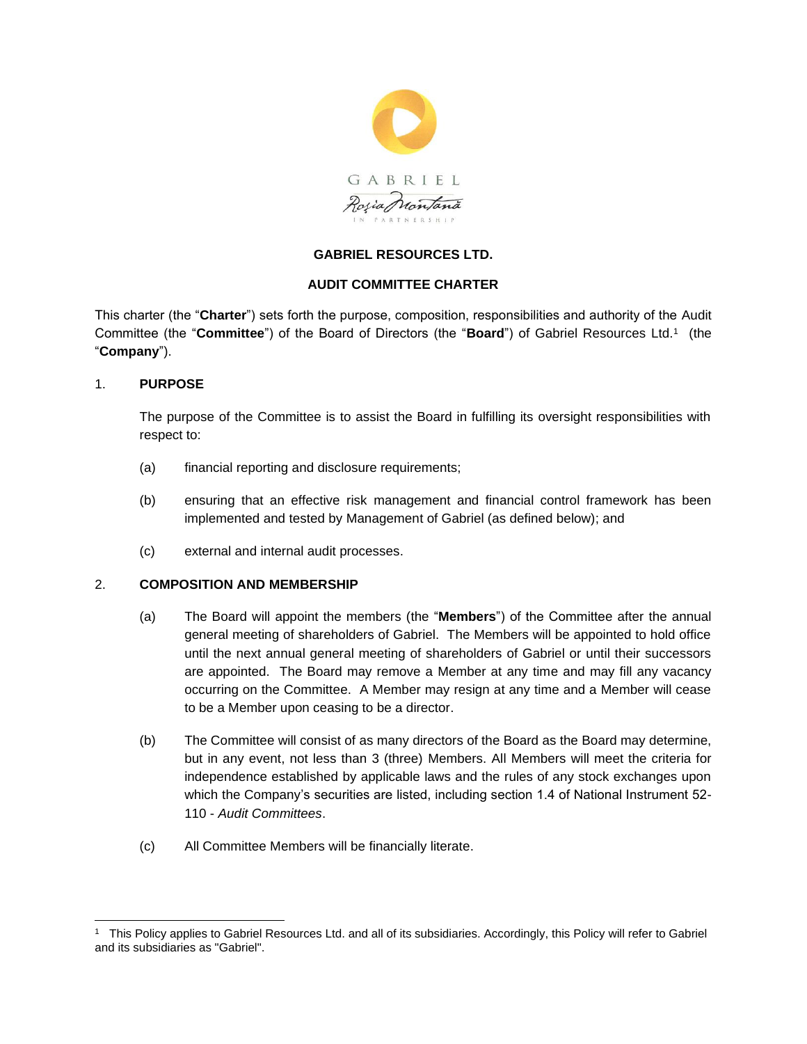GABRIEL

Roşia Montană

IN PARTNERSHIP

# GABRIEL RESOURCES LTD.

# AUDIT COMMITTEE CHARTER

This charter (the "**Charter**") sets forth the purpose, composition, responsibilities and authority of the Audit Committee (the "**Committee**") of the Board of Directors (the "**Board**") of Gabriel Resources Ltd.[1] (the "**Company**").

## 1. PURPOSE

The purpose of the Committee is to assist the Board in fulfilling its oversight responsibilities with respect to:

(a) financial reporting and disclosure requirements;

(b) ensuring that an effective risk management and financial control framework has been implemented and tested by Management of Gabriel (as defined below); and

(c) external and internal audit processes.

## 2. COMPOSITION AND MEMBERSHIP

(a) The Board will appoint the members (the "**Members**") of the Committee after the annual general meeting of shareholders of Gabriel. The Members will be appointed to hold office until the next annual general meeting of shareholders of Gabriel or until their successors are appointed. The Board may remove a Member at any time and may fill any vacancy occurring on the Committee. A Member may resign at any time and a Member will cease to be a Member upon ceasing to be a director.

(b) The Committee will consist of as many directors of the Board as the Board may determine, but in any event, not less than 3 (three) Members. All Members will meet the criteria for independence established by applicable laws and the rules of any stock exchanges upon which the Company's securities are listed, including section 1.4 of National Instrument 52-110 - *Audit Committees*.

(c) All Committee Members will be financially literate.

---

[1] This Policy applies to Gabriel Resources Ltd. and all of its subsidiaries. Accordingly, this Policy will refer to Gabriel and its subsidiaries as "Gabriel".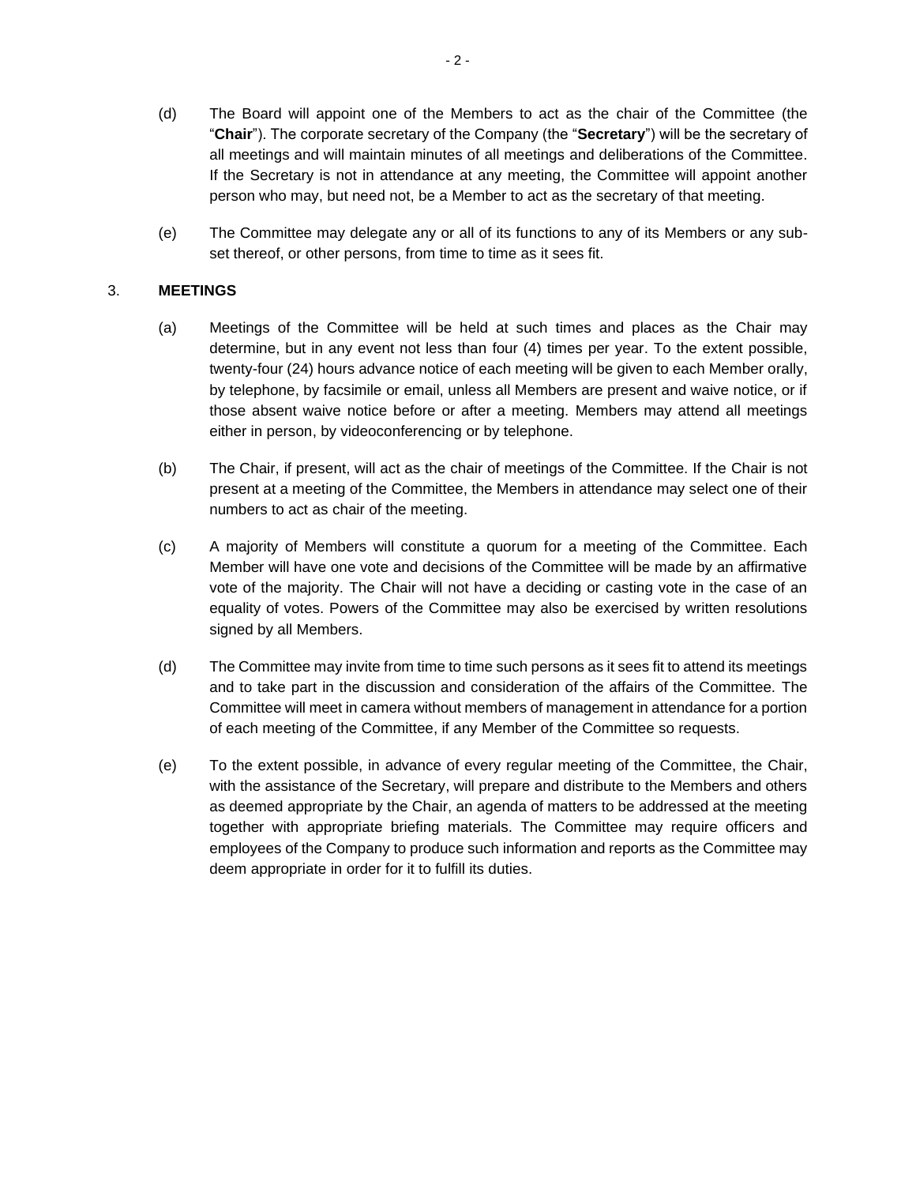(d) The Board will appoint one of the Members to act as the chair of the Committee (the "**Chair**"). The corporate secretary of the Company (the "**Secretary**") will be the secretary of all meetings and will maintain minutes of all meetings and deliberations of the Committee. If the Secretary is not in attendance at any meeting, the Committee will appoint another person who may, but need not, be a Member to act as the secretary of that meeting.

(e) The Committee may delegate any or all of its functions to any of its Members or any sub-set thereof, or other persons, from time to time as it sees fit.

## 3. MEETINGS

(a) Meetings of the Committee will be held at such times and places as the Chair may determine, but in any event not less than four (4) times per year. To the extent possible, twenty-four (24) hours advance notice of each meeting will be given to each Member orally, by telephone, by facsimile or email, unless all Members are present and waive notice, or if those absent waive notice before or after a meeting. Members may attend all meetings either in person, by videoconferencing or by telephone.

(b) The Chair, if present, will act as the chair of meetings of the Committee. If the Chair is not present at a meeting of the Committee, the Members in attendance may select one of their numbers to act as chair of the meeting.

(c) A majority of Members will constitute a quorum for a meeting of the Committee. Each Member will have one vote and decisions of the Committee will be made by an affirmative vote of the majority. The Chair will not have a deciding or casting vote in the case of an equality of votes. Powers of the Committee may also be exercised by written resolutions signed by all Members.

(d) The Committee may invite from time to time such persons as it sees fit to attend its meetings and to take part in the discussion and consideration of the affairs of the Committee. The Committee will meet in camera without members of management in attendance for a portion of each meeting of the Committee, if any Member of the Committee so requests.

(e) To the extent possible, in advance of every regular meeting of the Committee, the Chair, with the assistance of the Secretary, will prepare and distribute to the Members and others as deemed appropriate by the Chair, an agenda of matters to be addressed at the meeting together with appropriate briefing materials. The Committee may require officers and employees of the Company to produce such information and reports as the Committee may deem appropriate in order for it to fulfill its duties.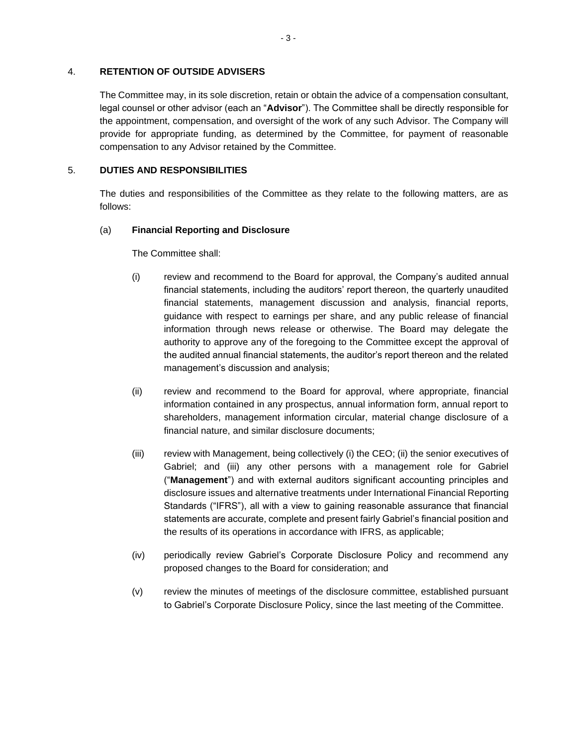## 4. RETENTION OF OUTSIDE ADVISERS

The Committee may, in its sole discretion, retain or obtain the advice of a compensation consultant, legal counsel or other advisor (each an "**Advisor**"). The Committee shall be directly responsible for the appointment, compensation, and oversight of the work of any such Advisor. The Company will provide for appropriate funding, as determined by the Committee, for payment of reasonable compensation to any Advisor retained by the Committee.

## 5. DUTIES AND RESPONSIBILITIES

The duties and responsibilities of the Committee as they relate to the following matters, are as follows:

### (a) Financial Reporting and Disclosure

The Committee shall:

(i) review and recommend to the Board for approval, the Company's audited annual financial statements, including the auditors' report thereon, the quarterly unaudited financial statements, management discussion and analysis, financial reports, guidance with respect to earnings per share, and any public release of financial information through news release or otherwise. The Board may delegate the authority to approve any of the foregoing to the Committee except the approval of the audited annual financial statements, the auditor's report thereon and the related management's discussion and analysis;

(ii) review and recommend to the Board for approval, where appropriate, financial information contained in any prospectus, annual information form, annual report to shareholders, management information circular, material change disclosure of a financial nature, and similar disclosure documents;

(iii) review with Management, being collectively (i) the CEO; (ii) the senior executives of Gabriel; and (iii) any other persons with a management role for Gabriel ("**Management**") and with external auditors significant accounting principles and disclosure issues and alternative treatments under International Financial Reporting Standards ("IFRS"), all with a view to gaining reasonable assurance that financial statements are accurate, complete and present fairly Gabriel's financial position and the results of its operations in accordance with IFRS, as applicable;

(iv) periodically review Gabriel's Corporate Disclosure Policy and recommend any proposed changes to the Board for consideration; and

(v) review the minutes of meetings of the disclosure committee, established pursuant to Gabriel's Corporate Disclosure Policy, since the last meeting of the Committee.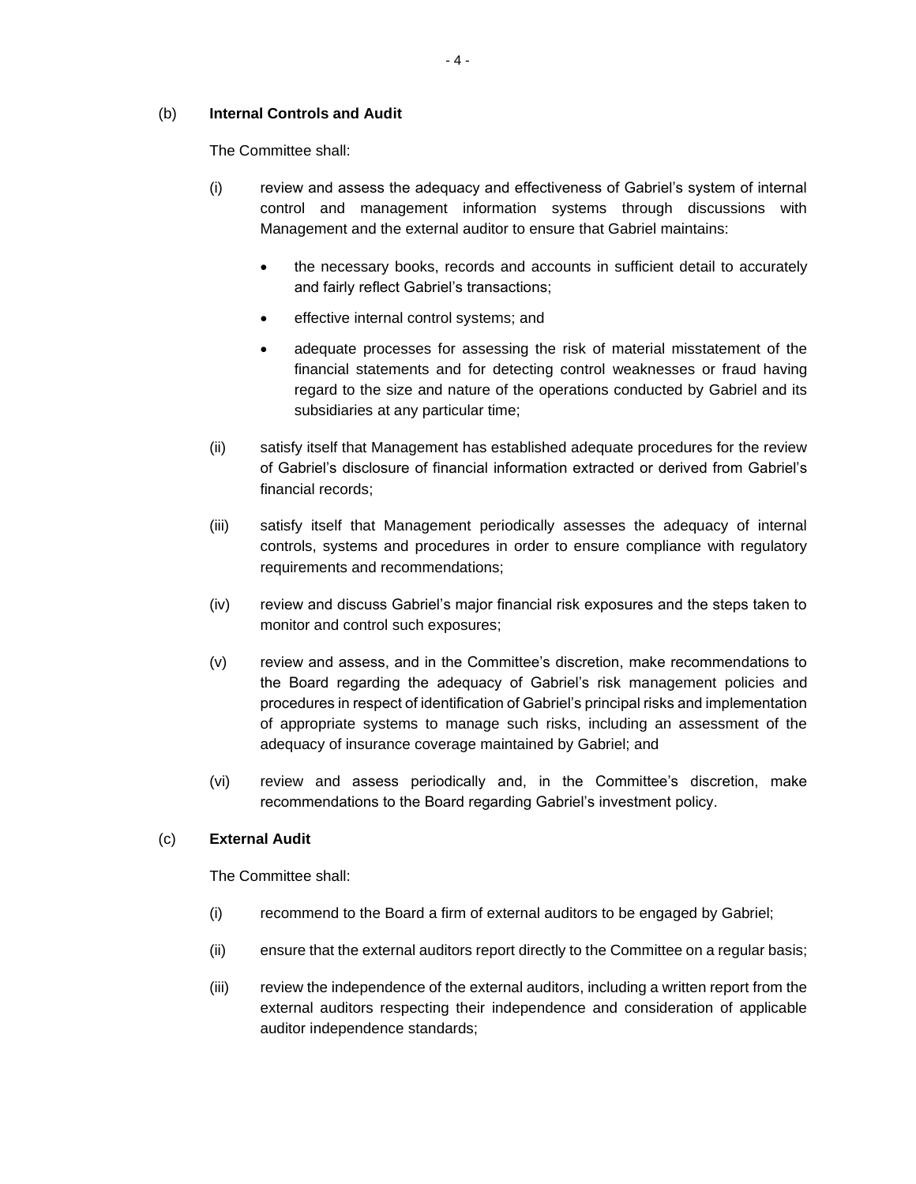(b) **Internal Controls and Audit**

The Committee shall:

(i) review and assess the adequacy and effectiveness of Gabriel's system of internal control and management information systems through discussions with Management and the external auditor to ensure that Gabriel maintains:

- the necessary books, records and accounts in sufficient detail to accurately and fairly reflect Gabriel's transactions;
- effective internal control systems; and
- adequate processes for assessing the risk of material misstatement of the financial statements and for detecting control weaknesses or fraud having regard to the size and nature of the operations conducted by Gabriel and its subsidiaries at any particular time;

(ii) satisfy itself that Management has established adequate procedures for the review of Gabriel's disclosure of financial information extracted or derived from Gabriel's financial records;

(iii) satisfy itself that Management periodically assesses the adequacy of internal controls, systems and procedures in order to ensure compliance with regulatory requirements and recommendations;

(iv) review and discuss Gabriel's major financial risk exposures and the steps taken to monitor and control such exposures;

(v) review and assess, and in the Committee's discretion, make recommendations to the Board regarding the adequacy of Gabriel's risk management policies and procedures in respect of identification of Gabriel's principal risks and implementation of appropriate systems to manage such risks, including an assessment of the adequacy of insurance coverage maintained by Gabriel; and

(vi) review and assess periodically and, in the Committee's discretion, make recommendations to the Board regarding Gabriel's investment policy.

(c) **External Audit**

The Committee shall:

(i) recommend to the Board a firm of external auditors to be engaged by Gabriel;

(ii) ensure that the external auditors report directly to the Committee on a regular basis;

(iii) review the independence of the external auditors, including a written report from the external auditors respecting their independence and consideration of applicable auditor independence standards;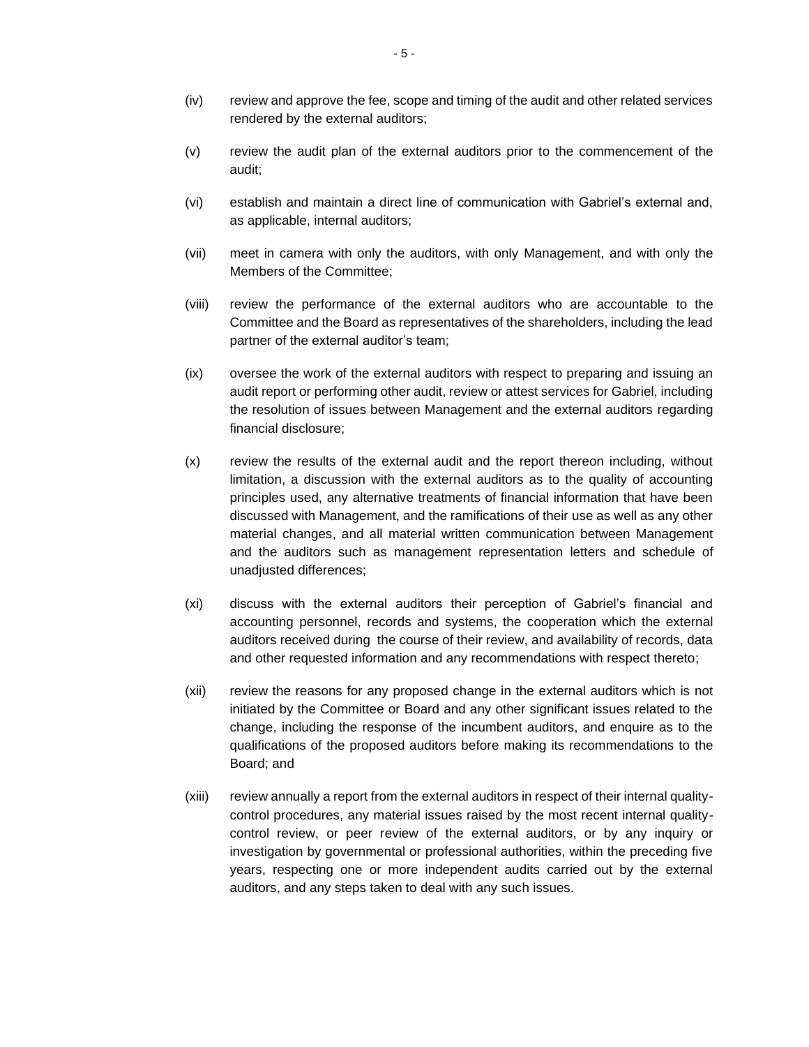(iv) review and approve the fee, scope and timing of the audit and other related services rendered by the external auditors;

(v) review the audit plan of the external auditors prior to the commencement of the audit;

(vi) establish and maintain a direct line of communication with Gabriel's external and, as applicable, internal auditors;

(vii) meet in camera with only the auditors, with only Management, and with only the Members of the Committee;

(viii) review the performance of the external auditors who are accountable to the Committee and the Board as representatives of the shareholders, including the lead partner of the external auditor's team;

(ix) oversee the work of the external auditors with respect to preparing and issuing an audit report or performing other audit, review or attest services for Gabriel, including the resolution of issues between Management and the external auditors regarding financial disclosure;

(x) review the results of the external audit and the report thereon including, without limitation, a discussion with the external auditors as to the quality of accounting principles used, any alternative treatments of financial information that have been discussed with Management, and the ramifications of their use as well as any other material changes, and all material written communication between Management and the auditors such as management representation letters and schedule of unadjusted differences;

(xi) discuss with the external auditors their perception of Gabriel's financial and accounting personnel, records and systems, the cooperation which the external auditors received during the course of their review, and availability of records, data and other requested information and any recommendations with respect thereto;

(xii) review the reasons for any proposed change in the external auditors which is not initiated by the Committee or Board and any other significant issues related to the change, including the response of the incumbent auditors, and enquire as to the qualifications of the proposed auditors before making its recommendations to the Board; and

(xiii) review annually a report from the external auditors in respect of their internal quality-control procedures, any material issues raised by the most recent internal quality-control review, or peer review of the external auditors, or by any inquiry or investigation by governmental or professional authorities, within the preceding five years, respecting one or more independent audits carried out by the external auditors, and any steps taken to deal with any such issues.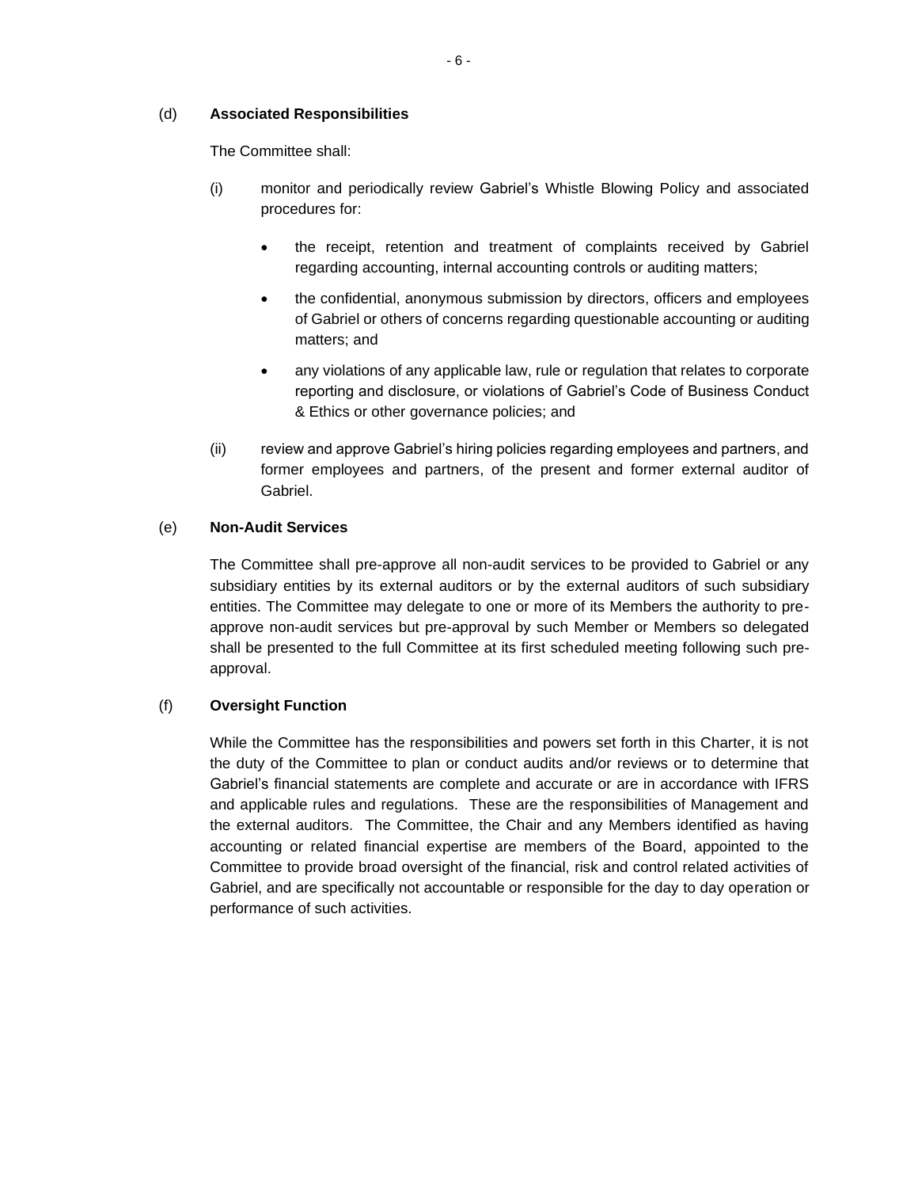(d) **Associated Responsibilities**

The Committee shall:

(i) monitor and periodically review Gabriel's Whistle Blowing Policy and associated procedures for:

- the receipt, retention and treatment of complaints received by Gabriel regarding accounting, internal accounting controls or auditing matters;
- the confidential, anonymous submission by directors, officers and employees of Gabriel or others of concerns regarding questionable accounting or auditing matters; and
- any violations of any applicable law, rule or regulation that relates to corporate reporting and disclosure, or violations of Gabriel's Code of Business Conduct & Ethics or other governance policies; and

(ii) review and approve Gabriel's hiring policies regarding employees and partners, and former employees and partners, of the present and former external auditor of Gabriel.

(e) **Non-Audit Services**

The Committee shall pre-approve all non-audit services to be provided to Gabriel or any subsidiary entities by its external auditors or by the external auditors of such subsidiary entities. The Committee may delegate to one or more of its Members the authority to pre-approve non-audit services but pre-approval by such Member or Members so delegated shall be presented to the full Committee at its first scheduled meeting following such pre-approval.

(f) **Oversight Function**

While the Committee has the responsibilities and powers set forth in this Charter, it is not the duty of the Committee to plan or conduct audits and/or reviews or to determine that Gabriel's financial statements are complete and accurate or are in accordance with IFRS and applicable rules and regulations. These are the responsibilities of Management and the external auditors. The Committee, the Chair and any Members identified as having accounting or related financial expertise are members of the Board, appointed to the Committee to provide broad oversight of the financial, risk and control related activities of Gabriel, and are specifically not accountable or responsible for the day to day operation or performance of such activities.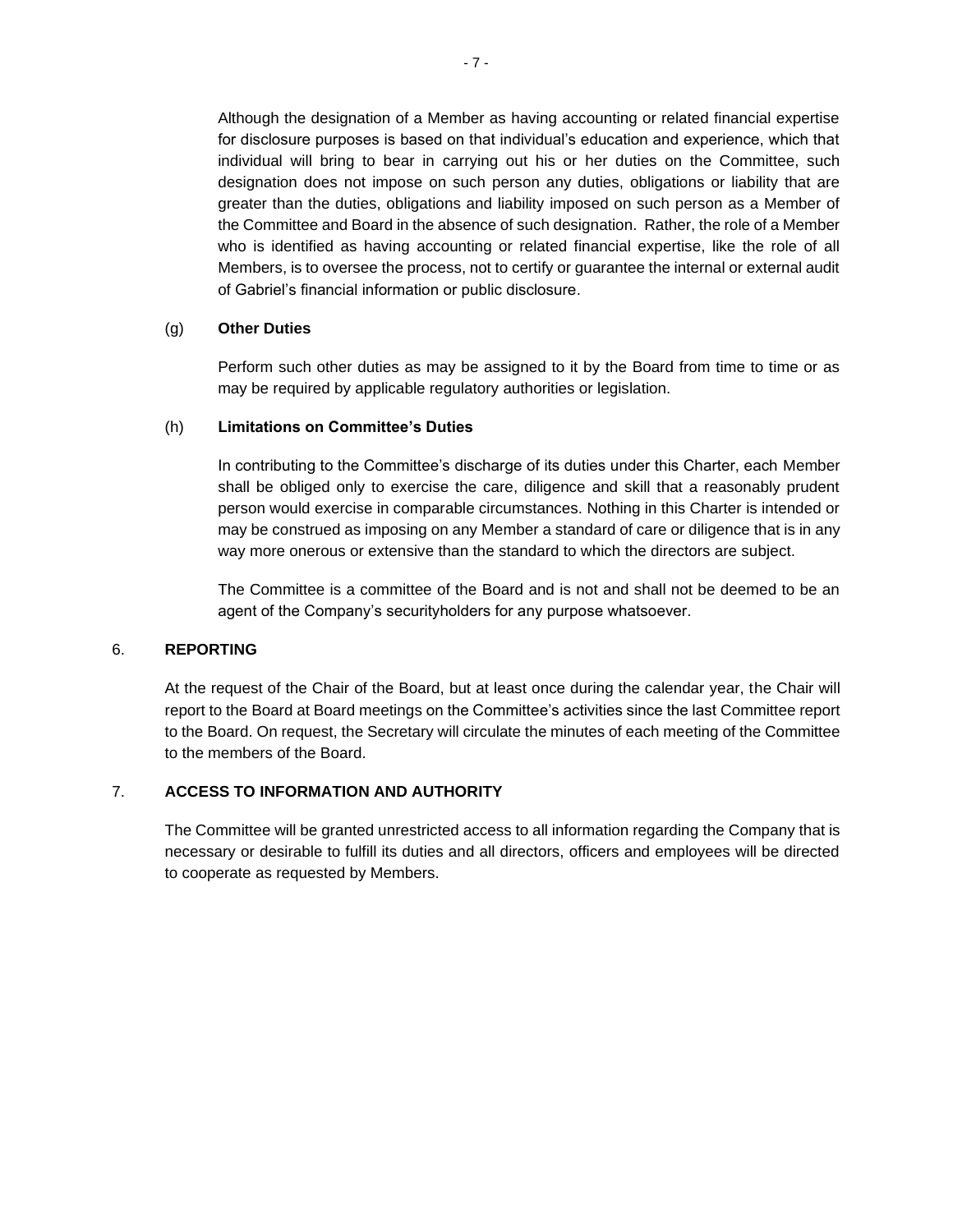Although the designation of a Member as having accounting or related financial expertise for disclosure purposes is based on that individual's education and experience, which that individual will bring to bear in carrying out his or her duties on the Committee, such designation does not impose on such person any duties, obligations or liability that are greater than the duties, obligations and liability imposed on such person as a Member of the Committee and Board in the absence of such designation. Rather, the role of a Member who is identified as having accounting or related financial expertise, like the role of all Members, is to oversee the process, not to certify or guarantee the internal or external audit of Gabriel's financial information or public disclosure.

(g) **Other Duties**

Perform such other duties as may be assigned to it by the Board from time to time or as may be required by applicable regulatory authorities or legislation.

(h) **Limitations on Committee's Duties**

In contributing to the Committee's discharge of its duties under this Charter, each Member shall be obliged only to exercise the care, diligence and skill that a reasonably prudent person would exercise in comparable circumstances. Nothing in this Charter is intended or may be construed as imposing on any Member a standard of care or diligence that is in any way more onerous or extensive than the standard to which the directors are subject.

The Committee is a committee of the Board and is not and shall not be deemed to be an agent of the Company's securityholders for any purpose whatsoever.

## 6. REPORTING

At the request of the Chair of the Board, but at least once during the calendar year, the Chair will report to the Board at Board meetings on the Committee's activities since the last Committee report to the Board. On request, the Secretary will circulate the minutes of each meeting of the Committee to the members of the Board.

## 7. ACCESS TO INFORMATION AND AUTHORITY

The Committee will be granted unrestricted access to all information regarding the Company that is necessary or desirable to fulfill its duties and all directors, officers and employees will be directed to cooperate as requested by Members.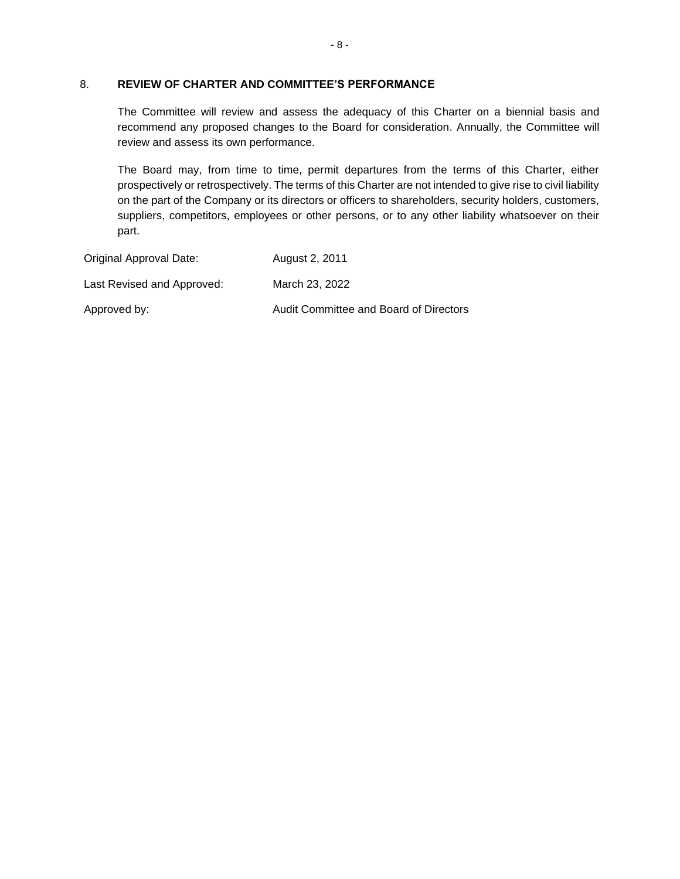## 8. REVIEW OF CHARTER AND COMMITTEE'S PERFORMANCE

The Committee will review and assess the adequacy of this Charter on a biennial basis and recommend any proposed changes to the Board for consideration. Annually, the Committee will review and assess its own performance.

The Board may, from time to time, permit departures from the terms of this Charter, either prospectively or retrospectively. The terms of this Charter are not intended to give rise to civil liability on the part of the Company or its directors or officers to shareholders, security holders, customers, suppliers, competitors, employees or other persons, or to any other liability whatsoever on their part.

| | |
|---|---|
| Original Approval Date: | August 2, 2011 |
| Last Revised and Approved: | March 23, 2022 |
| Approved by: | Audit Committee and Board of Directors |